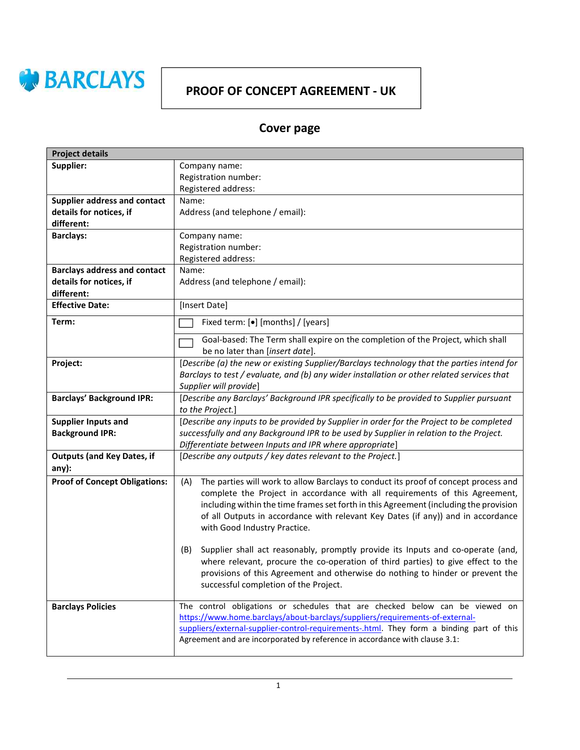BARCLAYS

# PROOF OF CONCEPT AGREEMENT - UK

## Cover page

| Project details | |
|---|---|
| **Supplier:** | Company name:<br>Registration number:<br>Registered address: |
| **Supplier address and contact details for notices, if different:** | Name:<br>Address (and telephone / email): |
| **Barclays:** | Company name:<br>Registration number:<br>Registered address: |
| **Barclays address and contact details for notices, if different:** | Name:<br>Address (and telephone / email): |
| **Effective Date:** | [Insert Date] |
| **Term:** | ☐ Fixed term: [•] [months] / [years]<br>☐ Goal-based: The Term shall expire on the completion of the Project, which shall be no later than [*insert date*]. |
| **Project:** | [*Describe (a) the new or existing Supplier/Barclays technology that the parties intend for Barclays to test / evaluate, and (b) any wider installation or other related services that Supplier will provide*] |
| **Barclays' Background IPR:** | [*Describe any Barclays' Background IPR specifically to be provided to Supplier pursuant to the Project.*] |
| **Supplier Inputs and Background IPR:** | [*Describe any inputs to be provided by Supplier in order for the Project to be completed successfully and any Background IPR to be used by Supplier in relation to the Project. Differentiate between Inputs and IPR where appropriate*] |
| **Outputs (and Key Dates, if any):** | [*Describe any outputs / key dates relevant to the Project.*] |
| **Proof of Concept Obligations:** | (A) The parties will work to allow Barclays to conduct its proof of concept process and complete the Project in accordance with all requirements of this Agreement, including within the time frames set forth in this Agreement (including the provision of all Outputs in accordance with relevant Key Dates (if any)) and in accordance with Good Industry Practice.<br><br>(B) Supplier shall act reasonably, promptly provide its Inputs and co-operate (and, where relevant, procure the co-operation of third parties) to give effect to the provisions of this Agreement and otherwise do nothing to hinder or prevent the successful completion of the Project. |
| **Barclays Policies** | The control obligations or schedules that are checked below can be viewed on https://www.home.barclays/about-barclays/suppliers/requirements-of-external-suppliers/external-supplier-control-requirements-.html. They form a binding part of this Agreement and are incorporated by reference in accordance with clause 3.1: |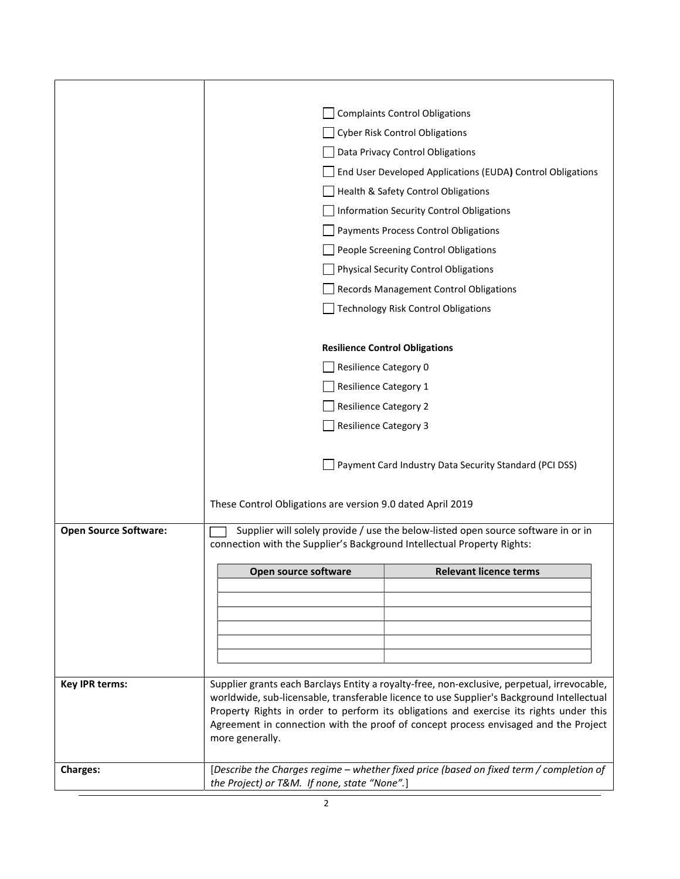| | |
|---|---|
| | ☐ Complaints Control Obligations<br>☐ Cyber Risk Control Obligations<br>☐ Data Privacy Control Obligations<br>☐ End User Developed Applications (EUDA**)** Control Obligations<br>☐ Health & Safety Control Obligations<br>☐ Information Security Control Obligations<br>☐ Payments Process Control Obligations<br>☐ People Screening Control Obligations<br>☐ Physical Security Control Obligations<br>☐ Records Management Control Obligations<br>☐ Technology Risk Control Obligations<br><br>**Resilience Control Obligations**<br>☐ Resilience Category 0<br>☐ Resilience Category 1<br>☐ Resilience Category 2<br>☐ Resilience Category 3<br><br>☐ Payment Card Industry Data Security Standard (PCI DSS)<br><br>These Control Obligations are version 9.0 dated April 2019 |
| **Open Source Software:** | ☐ Supplier will solely provide / use the below-listed open source software in or in connection with the Supplier's Background Intellectual Property Rights: |
| **Key IPR terms:** | Supplier grants each Barclays Entity a royalty-free, non-exclusive, perpetual, irrevocable, worldwide, sub-licensable, transferable licence to use Supplier's Background Intellectual Property Rights in order to perform its obligations and exercise its rights under this Agreement in connection with the proof of concept process envisaged and the Project more generally. |
| **Charges:** | [*Describe the Charges regime – whether fixed price (based on fixed term / completion of the Project) or T&M. If none, state "None".*] |

| Open source software | Relevant licence terms |
|---|---|
| | |
| | |
| | |
| | |
| | |
| | |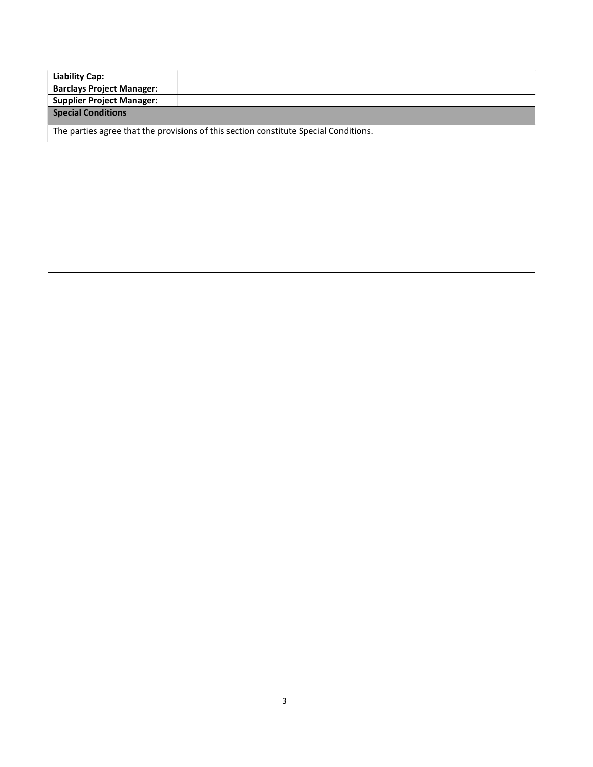| Liability Cap: | |
|---|---|
| **Barclays Project Manager:** | |
| **Supplier Project Manager:** | |

**Special Conditions**

The parties agree that the provisions of this section constitute Special Conditions.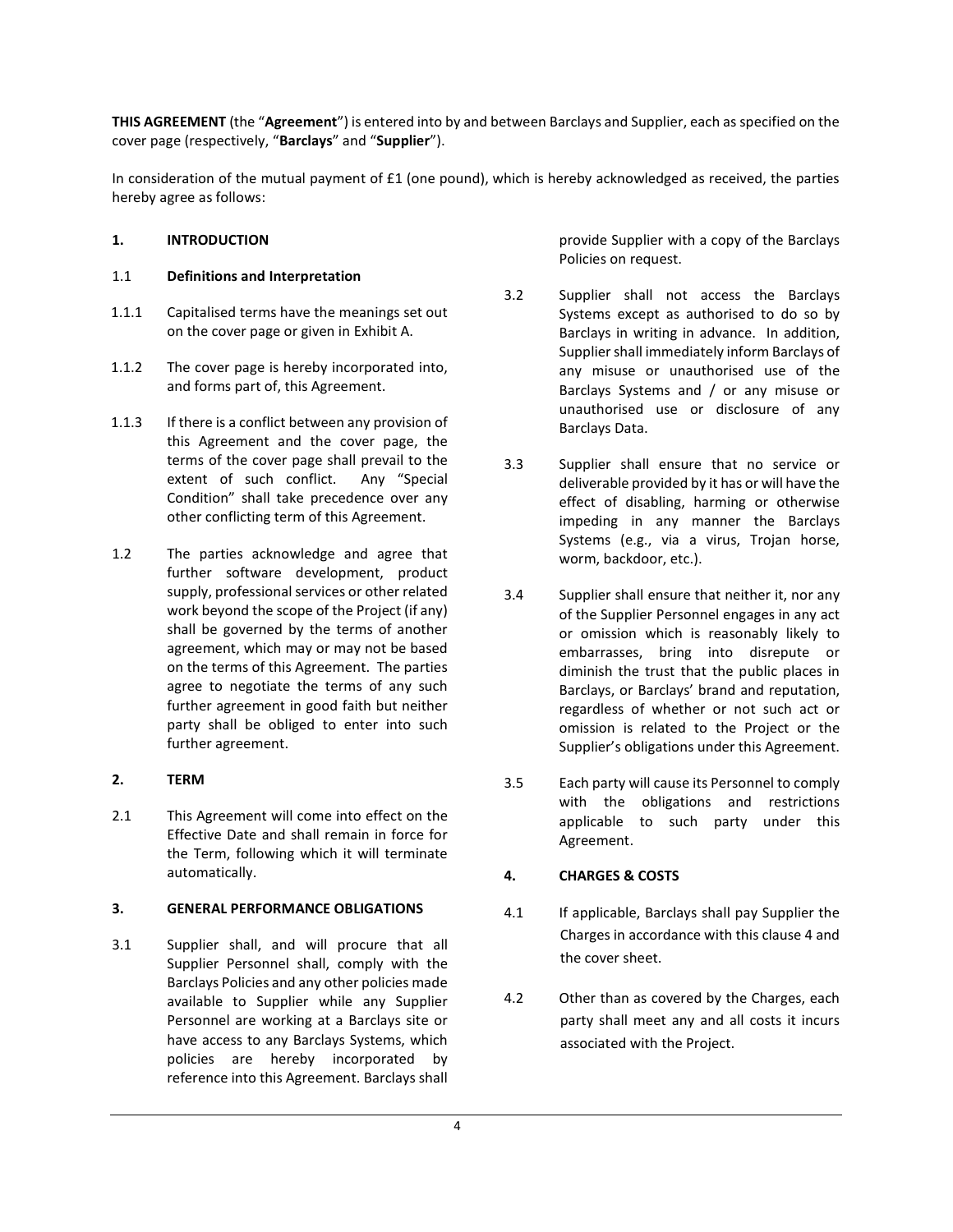**THIS AGREEMENT** (the "**Agreement**") is entered into by and between Barclays and Supplier, each as specified on the cover page (respectively, "**Barclays**" and "**Supplier**").

In consideration of the mutual payment of £1 (one pound), which is hereby acknowledged as received, the parties hereby agree as follows:

**1. INTRODUCTION**

1.1 **Definitions and Interpretation**

1.1.1 Capitalised terms have the meanings set out on the cover page or given in Exhibit A.

1.1.2 The cover page is hereby incorporated into, and forms part of, this Agreement.

1.1.3 If there is a conflict between any provision of this Agreement and the cover page, the terms of the cover page shall prevail to the extent of such conflict. Any "Special Condition" shall take precedence over any other conflicting term of this Agreement.

1.2 The parties acknowledge and agree that further software development, product supply, professional services or other related work beyond the scope of the Project (if any) shall be governed by the terms of another agreement, which may or may not be based on the terms of this Agreement. The parties agree to negotiate the terms of any such further agreement in good faith but neither party shall be obliged to enter into such further agreement.

**2. TERM**

2.1 This Agreement will come into effect on the Effective Date and shall remain in force for the Term, following which it will terminate automatically.

**3. GENERAL PERFORMANCE OBLIGATIONS**

3.1 Supplier shall, and will procure that all Supplier Personnel shall, comply with the Barclays Policies and any other policies made available to Supplier while any Supplier Personnel are working at a Barclays site or have access to any Barclays Systems, which policies are hereby incorporated by reference into this Agreement. Barclays shall provide Supplier with a copy of the Barclays Policies on request.

3.2 Supplier shall not access the Barclays Systems except as authorised to do so by Barclays in writing in advance. In addition, Supplier shall immediately inform Barclays of any misuse or unauthorised use of the Barclays Systems and / or any misuse or unauthorised use or disclosure of any Barclays Data.

3.3 Supplier shall ensure that no service or deliverable provided by it has or will have the effect of disabling, harming or otherwise impeding in any manner the Barclays Systems (e.g., via a virus, Trojan horse, worm, backdoor, etc.).

3.4 Supplier shall ensure that neither it, nor any of the Supplier Personnel engages in any act or omission which is reasonably likely to embarrasses, bring into disrepute or diminish the trust that the public places in Barclays, or Barclays' brand and reputation, regardless of whether or not such act or omission is related to the Project or the Supplier's obligations under this Agreement.

3.5 Each party will cause its Personnel to comply with the obligations and restrictions applicable to such party under this Agreement.

**4. CHARGES & COSTS**

4.1 If applicable, Barclays shall pay Supplier the Charges in accordance with this clause 4 and the cover sheet.

4.2 Other than as covered by the Charges, each party shall meet any and all costs it incurs associated with the Project.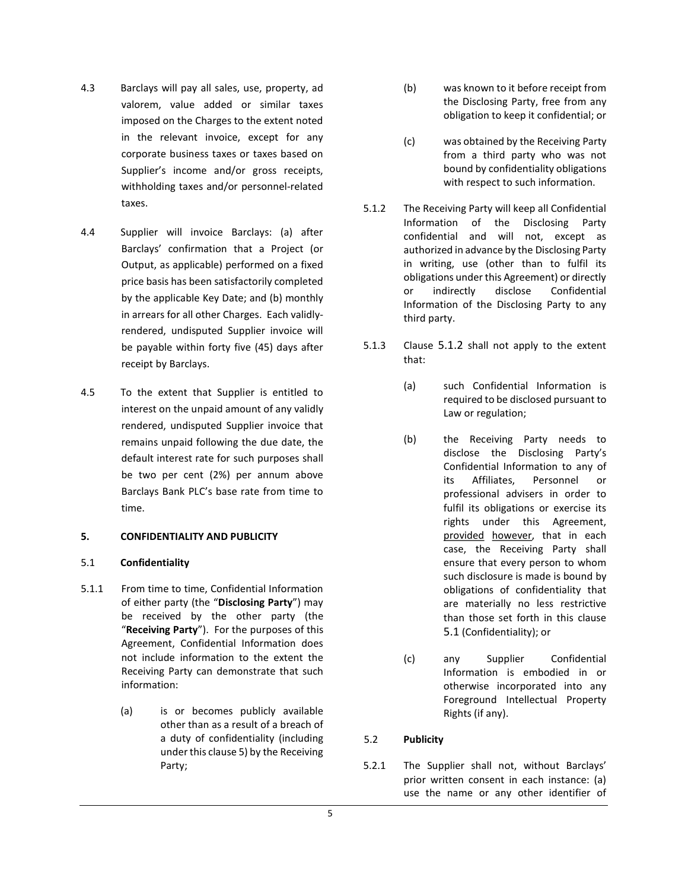4.3 Barclays will pay all sales, use, property, ad valorem, value added or similar taxes imposed on the Charges to the extent noted in the relevant invoice, except for any corporate business taxes or taxes based on Supplier's income and/or gross receipts, withholding taxes and/or personnel-related taxes.

4.4 Supplier will invoice Barclays: (a) after Barclays' confirmation that a Project (or Output, as applicable) performed on a fixed price basis has been satisfactorily completed by the applicable Key Date; and (b) monthly in arrears for all other Charges. Each validly-rendered, undisputed Supplier invoice will be payable within forty five (45) days after receipt by Barclays.

4.5 To the extent that Supplier is entitled to interest on the unpaid amount of any validly rendered, undisputed Supplier invoice that remains unpaid following the due date, the default interest rate for such purposes shall be two per cent (2%) per annum above Barclays Bank PLC's base rate from time to time.

## 5. CONFIDENTIALITY AND PUBLICITY

### 5.1 Confidentiality

5.1.1 From time to time, Confidential Information of either party (the "**Disclosing Party**") may be received by the other party (the "**Receiving Party**"). For the purposes of this Agreement, Confidential Information does not include information to the extent the Receiving Party can demonstrate that such information:

(a) is or becomes publicly available other than as a result of a breach of a duty of confidentiality (including under this clause 5) by the Receiving Party;

(b) was known to it before receipt from the Disclosing Party, free from any obligation to keep it confidential; or

(c) was obtained by the Receiving Party from a third party who was not bound by confidentiality obligations with respect to such information.

5.1.2 The Receiving Party will keep all Confidential Information of the Disclosing Party confidential and will not, except as authorized in advance by the Disclosing Party in writing, use (other than to fulfil its obligations under this Agreement) or directly or indirectly disclose Confidential Information of the Disclosing Party to any third party.

5.1.3 Clause 5.1.2 shall not apply to the extent that:

(a) such Confidential Information is required to be disclosed pursuant to Law or regulation;

(b) the Receiving Party needs to disclose the Disclosing Party's Confidential Information to any of its Affiliates, Personnel or professional advisers in order to fulfil its obligations or exercise its rights under this Agreement, provided however, that in each case, the Receiving Party shall ensure that every person to whom such disclosure is made is bound by obligations of confidentiality that are materially no less restrictive than those set forth in this clause 5.1 (Confidentiality); or

(c) any Supplier Confidential Information is embodied in or otherwise incorporated into any Foreground Intellectual Property Rights (if any).

### 5.2 Publicity

5.2.1 The Supplier shall not, without Barclays' prior written consent in each instance: (a) use the name or any other identifier of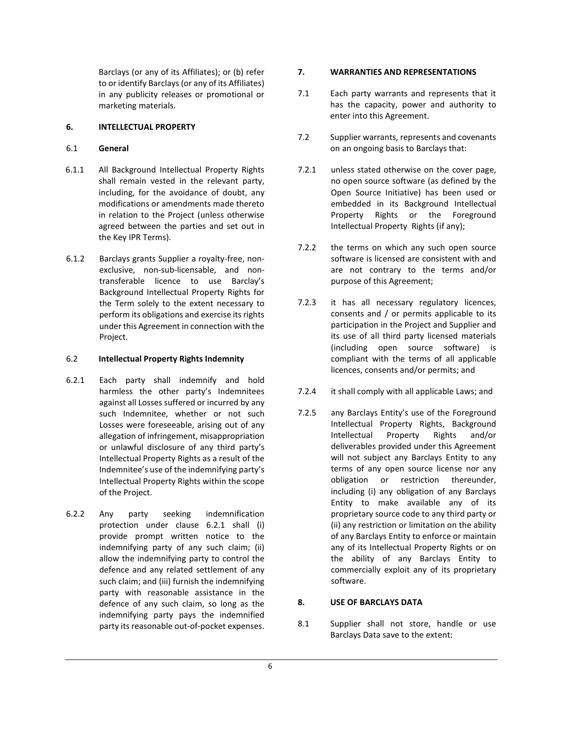Barclays (or any of its Affiliates); or (b) refer to or identify Barclays (or any of its Affiliates) in any publicity releases or promotional or marketing materials.

## 6. INTELLECTUAL PROPERTY

### 6.1 General

6.1.1 All Background Intellectual Property Rights shall remain vested in the relevant party, including, for the avoidance of doubt, any modifications or amendments made thereto in relation to the Project (unless otherwise agreed between the parties and set out in the Key IPR Terms).

6.1.2 Barclays grants Supplier a royalty-free, non-exclusive, non-sub-licensable, and non-transferable licence to use Barclay's Background Intellectual Property Rights for the Term solely to the extent necessary to perform its obligations and exercise its rights under this Agreement in connection with the Project.

### 6.2 Intellectual Property Rights Indemnity

6.2.1 Each party shall indemnify and hold harmless the other party's Indemnitees against all Losses suffered or incurred by any such Indemnitee, whether or not such Losses were foreseeable, arising out of any allegation of infringement, misappropriation or unlawful disclosure of any third party's Intellectual Property Rights as a result of the Indemnitee's use of the indemnifying party's Intellectual Property Rights within the scope of the Project.

6.2.2 Any party seeking indemnification protection under clause 6.2.1 shall (i) provide prompt written notice to the indemnifying party of any such claim; (ii) allow the indemnifying party to control the defence and any related settlement of any such claim; and (iii) furnish the indemnifying party with reasonable assistance in the defence of any such claim, so long as the indemnifying party pays the indemnified party its reasonable out-of-pocket expenses.

## 7. WARRANTIES AND REPRESENTATIONS

7.1 Each party warrants and represents that it has the capacity, power and authority to enter into this Agreement.

7.2 Supplier warrants, represents and covenants on an ongoing basis to Barclays that:

7.2.1 unless stated otherwise on the cover page, no open source software (as defined by the Open Source Initiative) has been used or embedded in its Background Intellectual Property Rights or the Foreground Intellectual Property Rights (if any);

7.2.2 the terms on which any such open source software is licensed are consistent with and are not contrary to the terms and/or purpose of this Agreement;

7.2.3 it has all necessary regulatory licences, consents and / or permits applicable to its participation in the Project and Supplier and its use of all third party licensed materials (including open source software) is compliant with the terms of all applicable licences, consents and/or permits; and

7.2.4 it shall comply with all applicable Laws; and

7.2.5 any Barclays Entity's use of the Foreground Intellectual Property Rights, Background Intellectual Property Rights and/or deliverables provided under this Agreement will not subject any Barclays Entity to any terms of any open source license nor any obligation or restriction thereunder, including (i) any obligation of any Barclays Entity to make available any of its proprietary source code to any third party or (ii) any restriction or limitation on the ability of any Barclays Entity to enforce or maintain any of its Intellectual Property Rights or on the ability of any Barclays Entity to commercially exploit any of its proprietary software.

## 8. USE OF BARCLAYS DATA

8.1 Supplier shall not store, handle or use Barclays Data save to the extent: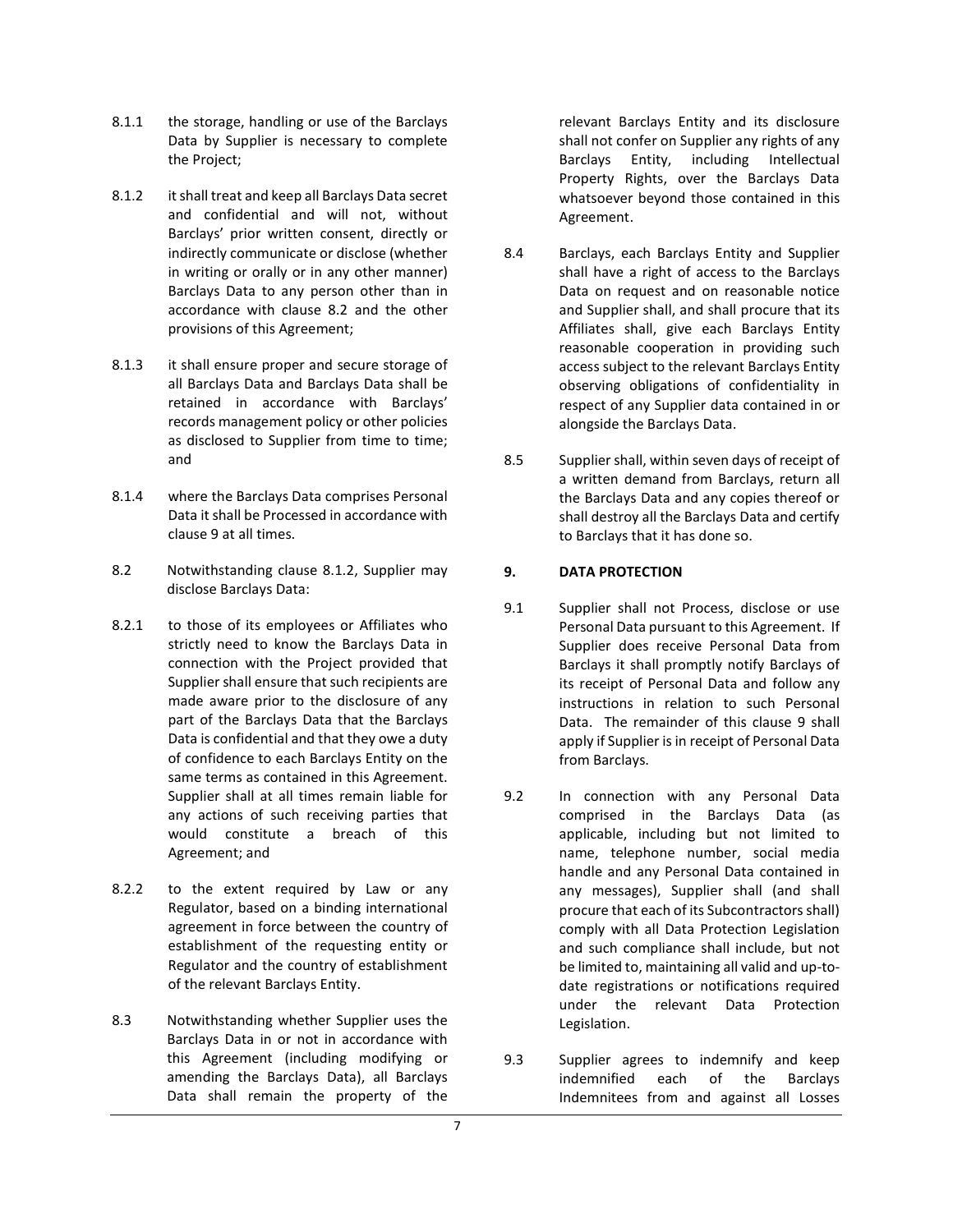8.1.1 the storage, handling or use of the Barclays Data by Supplier is necessary to complete the Project;

8.1.2 it shall treat and keep all Barclays Data secret and confidential and will not, without Barclays' prior written consent, directly or indirectly communicate or disclose (whether in writing or orally or in any other manner) Barclays Data to any person other than in accordance with clause 8.2 and the other provisions of this Agreement;

8.1.3 it shall ensure proper and secure storage of all Barclays Data and Barclays Data shall be retained in accordance with Barclays' records management policy or other policies as disclosed to Supplier from time to time; and

8.1.4 where the Barclays Data comprises Personal Data it shall be Processed in accordance with clause 9 at all times.

8.2 Notwithstanding clause 8.1.2, Supplier may disclose Barclays Data:

8.2.1 to those of its employees or Affiliates who strictly need to know the Barclays Data in connection with the Project provided that Supplier shall ensure that such recipients are made aware prior to the disclosure of any part of the Barclays Data that the Barclays Data is confidential and that they owe a duty of confidence to each Barclays Entity on the same terms as contained in this Agreement. Supplier shall at all times remain liable for any actions of such receiving parties that would constitute a breach of this Agreement; and

8.2.2 to the extent required by Law or any Regulator, based on a binding international agreement in force between the country of establishment of the requesting entity or Regulator and the country of establishment of the relevant Barclays Entity.

8.3 Notwithstanding whether Supplier uses the Barclays Data in or not in accordance with this Agreement (including modifying or amending the Barclays Data), all Barclays Data shall remain the property of the relevant Barclays Entity and its disclosure shall not confer on Supplier any rights of any Barclays Entity, including Intellectual Property Rights, over the Barclays Data whatsoever beyond those contained in this Agreement.

8.4 Barclays, each Barclays Entity and Supplier shall have a right of access to the Barclays Data on request and on reasonable notice and Supplier shall, and shall procure that its Affiliates shall, give each Barclays Entity reasonable cooperation in providing such access subject to the relevant Barclays Entity observing obligations of confidentiality in respect of any Supplier data contained in or alongside the Barclays Data.

8.5 Supplier shall, within seven days of receipt of a written demand from Barclays, return all the Barclays Data and any copies thereof or shall destroy all the Barclays Data and certify to Barclays that it has done so.

## 9. DATA PROTECTION

9.1 Supplier shall not Process, disclose or use Personal Data pursuant to this Agreement. If Supplier does receive Personal Data from Barclays it shall promptly notify Barclays of its receipt of Personal Data and follow any instructions in relation to such Personal Data. The remainder of this clause 9 shall apply if Supplier is in receipt of Personal Data from Barclays.

9.2 In connection with any Personal Data comprised in the Barclays Data (as applicable, including but not limited to name, telephone number, social media handle and any Personal Data contained in any messages), Supplier shall (and shall procure that each of its Subcontractors shall) comply with all Data Protection Legislation and such compliance shall include, but not be limited to, maintaining all valid and up-to-date registrations or notifications required under the relevant Data Protection Legislation.

9.3 Supplier agrees to indemnify and keep indemnified each of the Barclays Indemnitees from and against all Losses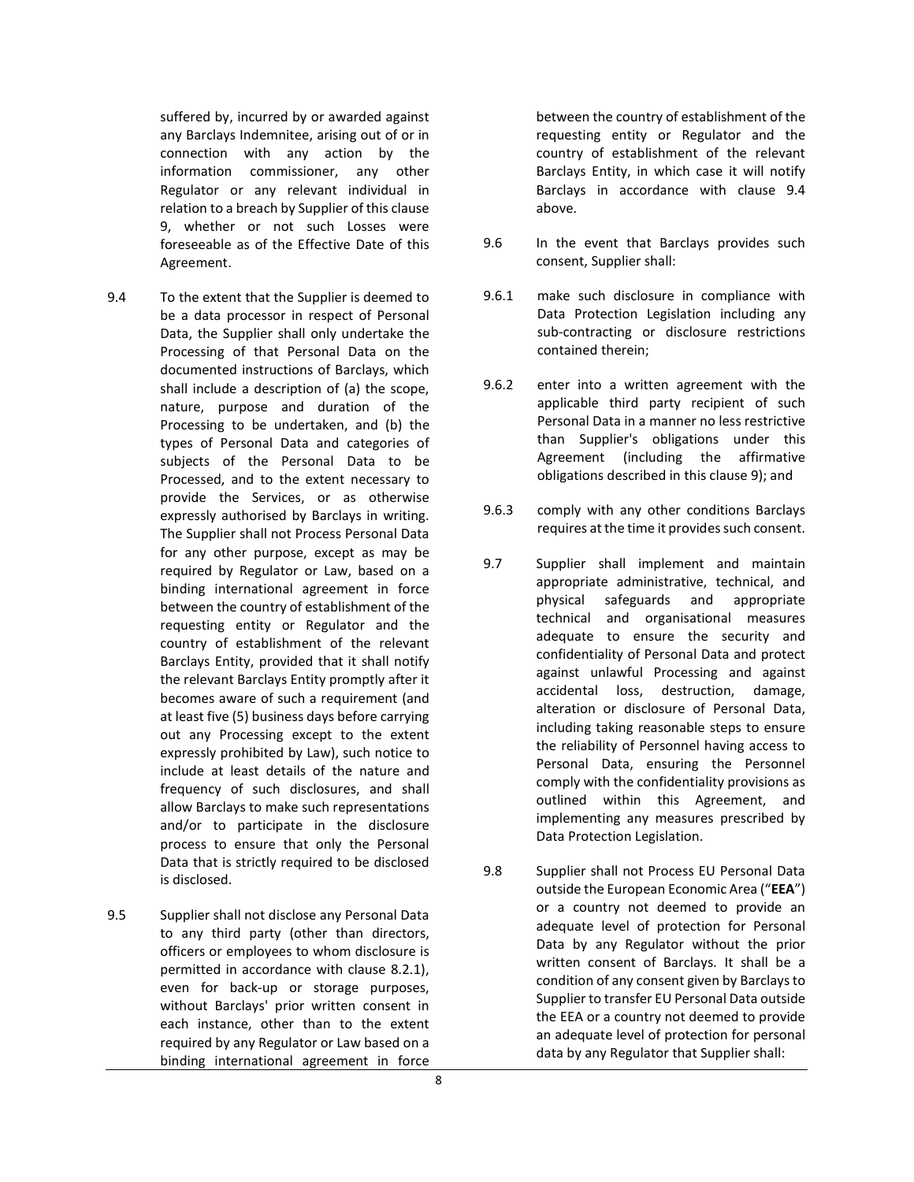suffered by, incurred by or awarded against any Barclays Indemnitee, arising out of or in connection with any action by the information commissioner, any other Regulator or any relevant individual in relation to a breach by Supplier of this clause 9, whether or not such Losses were foreseeable as of the Effective Date of this Agreement.

9.4 To the extent that the Supplier is deemed to be a data processor in respect of Personal Data, the Supplier shall only undertake the Processing of that Personal Data on the documented instructions of Barclays, which shall include a description of (a) the scope, nature, purpose and duration of the Processing to be undertaken, and (b) the types of Personal Data and categories of subjects of the Personal Data to be Processed, and to the extent necessary to provide the Services, or as otherwise expressly authorised by Barclays in writing. The Supplier shall not Process Personal Data for any other purpose, except as may be required by Regulator or Law, based on a binding international agreement in force between the country of establishment of the requesting entity or Regulator and the country of establishment of the relevant Barclays Entity, provided that it shall notify the relevant Barclays Entity promptly after it becomes aware of such a requirement (and at least five (5) business days before carrying out any Processing except to the extent expressly prohibited by Law), such notice to include at least details of the nature and frequency of such disclosures, and shall allow Barclays to make such representations and/or to participate in the disclosure process to ensure that only the Personal Data that is strictly required to be disclosed is disclosed.

9.5 Supplier shall not disclose any Personal Data to any third party (other than directors, officers or employees to whom disclosure is permitted in accordance with clause 8.2.1), even for back-up or storage purposes, without Barclays' prior written consent in each instance, other than to the extent required by any Regulator or Law based on a binding international agreement in force between the country of establishment of the requesting entity or Regulator and the country of establishment of the relevant Barclays Entity, in which case it will notify Barclays in accordance with clause 9.4 above.

9.6 In the event that Barclays provides such consent, Supplier shall:

9.6.1 make such disclosure in compliance with Data Protection Legislation including any sub-contracting or disclosure restrictions contained therein;

9.6.2 enter into a written agreement with the applicable third party recipient of such Personal Data in a manner no less restrictive than Supplier's obligations under this Agreement (including the affirmative obligations described in this clause 9); and

9.6.3 comply with any other conditions Barclays requires at the time it provides such consent.

9.7 Supplier shall implement and maintain appropriate administrative, technical, and physical safeguards and appropriate technical and organisational measures adequate to ensure the security and confidentiality of Personal Data and protect against unlawful Processing and against accidental loss, destruction, damage, alteration or disclosure of Personal Data, including taking reasonable steps to ensure the reliability of Personnel having access to Personal Data, ensuring the Personnel comply with the confidentiality provisions as outlined within this Agreement, and implementing any measures prescribed by Data Protection Legislation.

9.8 Supplier shall not Process EU Personal Data outside the European Economic Area ("**EEA**") or a country not deemed to provide an adequate level of protection for Personal Data by any Regulator without the prior written consent of Barclays. It shall be a condition of any consent given by Barclays to Supplier to transfer EU Personal Data outside the EEA or a country not deemed to provide an adequate level of protection for personal data by any Regulator that Supplier shall: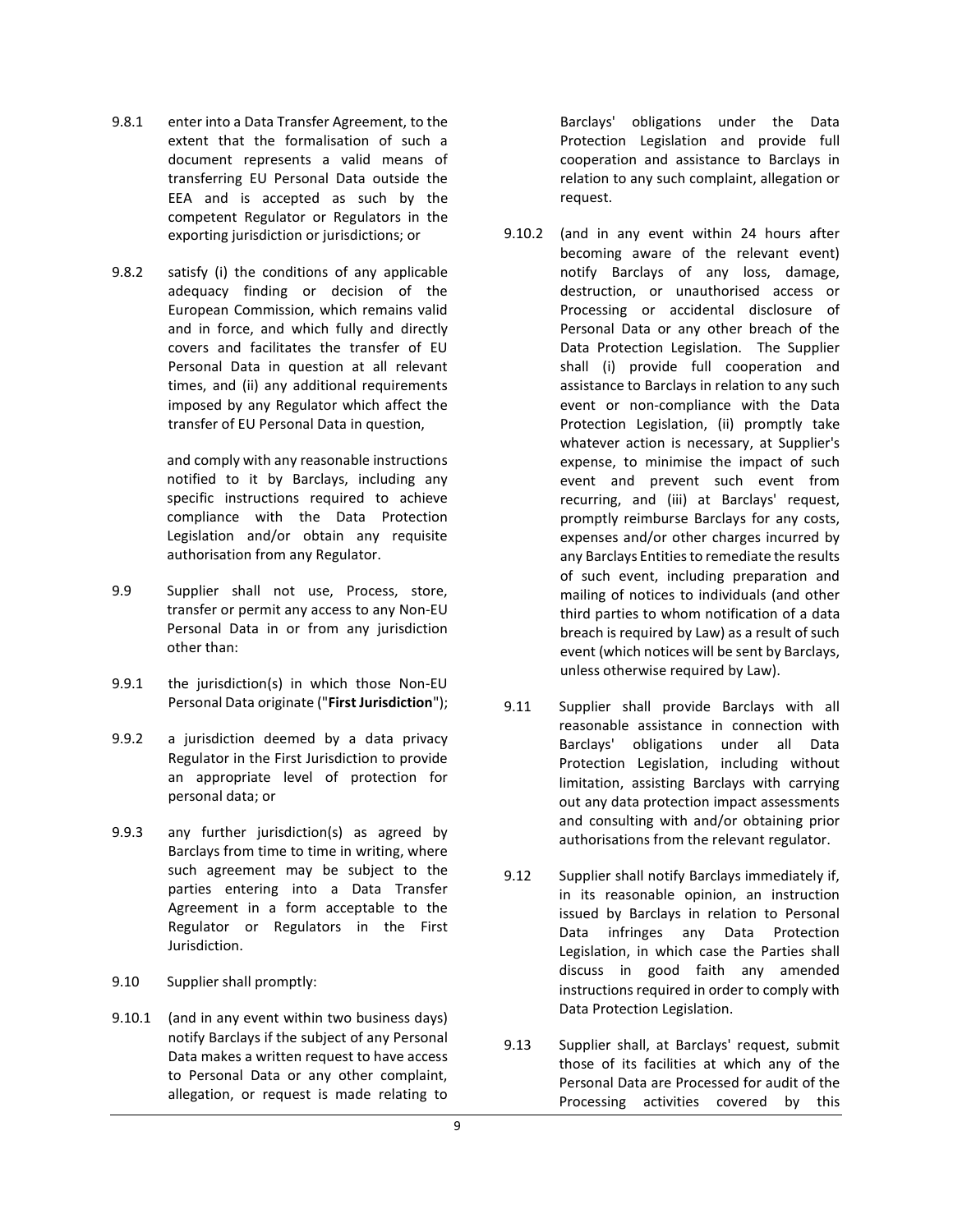9.8.1 enter into a Data Transfer Agreement, to the extent that the formalisation of such a document represents a valid means of transferring EU Personal Data outside the EEA and is accepted as such by the competent Regulator or Regulators in the exporting jurisdiction or jurisdictions; or

9.8.2 satisfy (i) the conditions of any applicable adequacy finding or decision of the European Commission, which remains valid and in force, and which fully and directly covers and facilitates the transfer of EU Personal Data in question at all relevant times, and (ii) any additional requirements imposed by any Regulator which affect the transfer of EU Personal Data in question,

and comply with any reasonable instructions notified to it by Barclays, including any specific instructions required to achieve compliance with the Data Protection Legislation and/or obtain any requisite authorisation from any Regulator.

9.9 Supplier shall not use, Process, store, transfer or permit any access to any Non-EU Personal Data in or from any jurisdiction other than:

9.9.1 the jurisdiction(s) in which those Non-EU Personal Data originate ("**First Jurisdiction**");

9.9.2 a jurisdiction deemed by a data privacy Regulator in the First Jurisdiction to provide an appropriate level of protection for personal data; or

9.9.3 any further jurisdiction(s) as agreed by Barclays from time to time in writing, where such agreement may be subject to the parties entering into a Data Transfer Agreement in a form acceptable to the Regulator or Regulators in the First Jurisdiction.

9.10 Supplier shall promptly:

9.10.1 (and in any event within two business days) notify Barclays if the subject of any Personal Data makes a written request to have access to Personal Data or any other complaint, allegation, or request is made relating to Barclays' obligations under the Data Protection Legislation and provide full cooperation and assistance to Barclays in relation to any such complaint, allegation or request.

9.10.2 (and in any event within 24 hours after becoming aware of the relevant event) notify Barclays of any loss, damage, destruction, or unauthorised access or Processing or accidental disclosure of Personal Data or any other breach of the Data Protection Legislation. The Supplier shall (i) provide full cooperation and assistance to Barclays in relation to any such event or non-compliance with the Data Protection Legislation, (ii) promptly take whatever action is necessary, at Supplier's expense, to minimise the impact of such event and prevent such event from recurring, and (iii) at Barclays' request, promptly reimburse Barclays for any costs, expenses and/or other charges incurred by any Barclays Entities to remediate the results of such event, including preparation and mailing of notices to individuals (and other third parties to whom notification of a data breach is required by Law) as a result of such event (which notices will be sent by Barclays, unless otherwise required by Law).

9.11 Supplier shall provide Barclays with all reasonable assistance in connection with Barclays' obligations under all Data Protection Legislation, including without limitation, assisting Barclays with carrying out any data protection impact assessments and consulting with and/or obtaining prior authorisations from the relevant regulator.

9.12 Supplier shall notify Barclays immediately if, in its reasonable opinion, an instruction issued by Barclays in relation to Personal Data infringes any Data Protection Legislation, in which case the Parties shall discuss in good faith any amended instructions required in order to comply with Data Protection Legislation.

9.13 Supplier shall, at Barclays' request, submit those of its facilities at which any of the Personal Data are Processed for audit of the Processing activities covered by this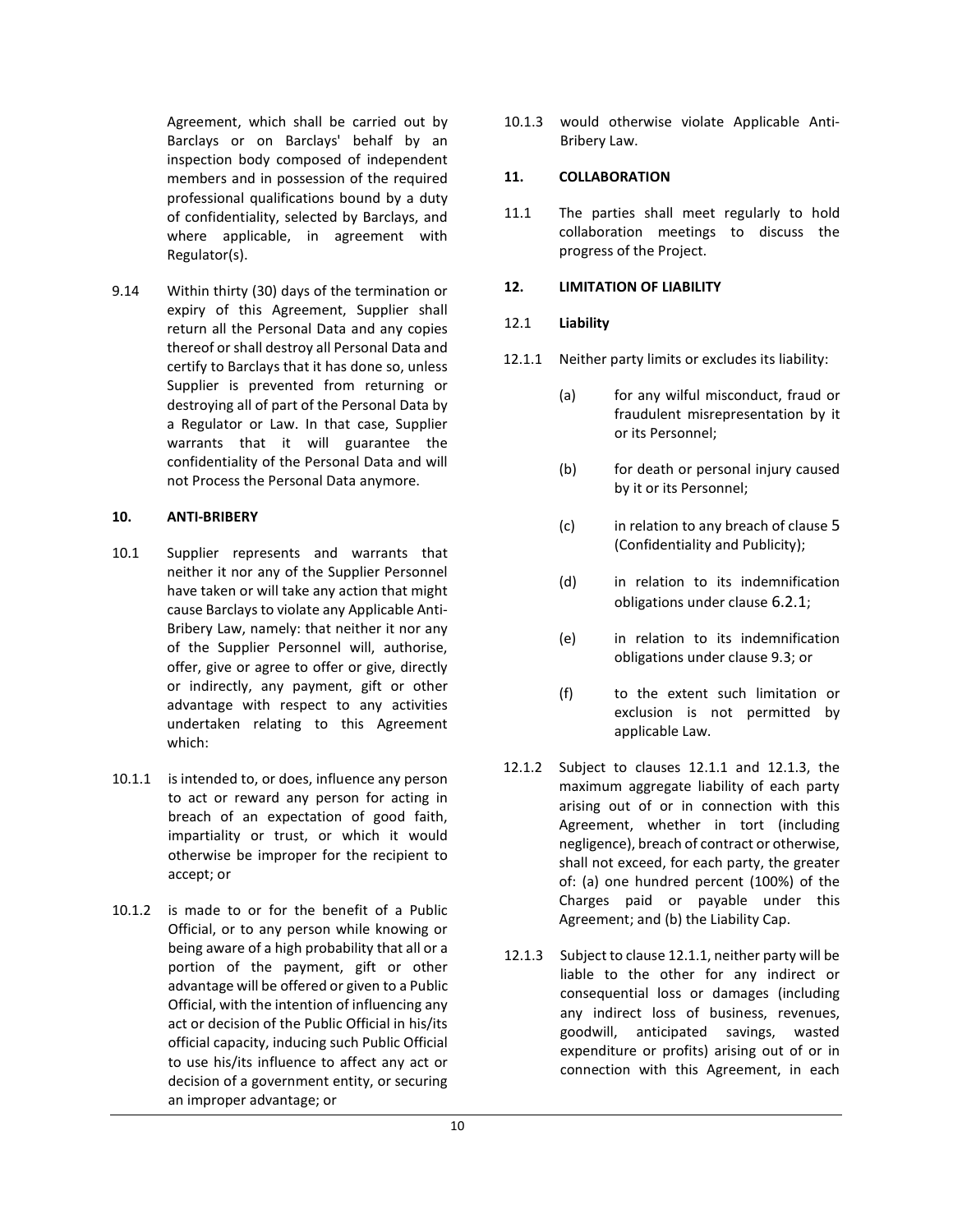Agreement, which shall be carried out by Barclays or on Barclays' behalf by an inspection body composed of independent members and in possession of the required professional qualifications bound by a duty of confidentiality, selected by Barclays, and where applicable, in agreement with Regulator(s).

9.14 Within thirty (30) days of the termination or expiry of this Agreement, Supplier shall return all the Personal Data and any copies thereof or shall destroy all Personal Data and certify to Barclays that it has done so, unless Supplier is prevented from returning or destroying all of part of the Personal Data by a Regulator or Law. In that case, Supplier warrants that it will guarantee the confidentiality of the Personal Data and will not Process the Personal Data anymore.

## 10. ANTI-BRIBERY

10.1 Supplier represents and warrants that neither it nor any of the Supplier Personnel have taken or will take any action that might cause Barclays to violate any Applicable Anti-Bribery Law, namely: that neither it nor any of the Supplier Personnel will, authorise, offer, give or agree to offer or give, directly or indirectly, any payment, gift or other advantage with respect to any activities undertaken relating to this Agreement which:

10.1.1 is intended to, or does, influence any person to act or reward any person for acting in breach of an expectation of good faith, impartiality or trust, or which it would otherwise be improper for the recipient to accept; or

10.1.2 is made to or for the benefit of a Public Official, or to any person while knowing or being aware of a high probability that all or a portion of the payment, gift or other advantage will be offered or given to a Public Official, with the intention of influencing any act or decision of the Public Official in his/its official capacity, inducing such Public Official to use his/its influence to affect any act or decision of a government entity, or securing an improper advantage; or

10.1.3 would otherwise violate Applicable Anti-Bribery Law.

## 11. COLLABORATION

11.1 The parties shall meet regularly to hold collaboration meetings to discuss the progress of the Project.

## 12. LIMITATION OF LIABILITY

12.1 **Liability**

12.1.1 Neither party limits or excludes its liability:

(a) for any wilful misconduct, fraud or fraudulent misrepresentation by it or its Personnel;

(b) for death or personal injury caused by it or its Personnel;

(c) in relation to any breach of clause 5 (Confidentiality and Publicity);

(d) in relation to its indemnification obligations under clause 6.2.1;

(e) in relation to its indemnification obligations under clause 9.3; or

(f) to the extent such limitation or exclusion is not permitted by applicable Law.

12.1.2 Subject to clauses 12.1.1 and 12.1.3, the maximum aggregate liability of each party arising out of or in connection with this Agreement, whether in tort (including negligence), breach of contract or otherwise, shall not exceed, for each party, the greater of: (a) one hundred percent (100%) of the Charges paid or payable under this Agreement; and (b) the Liability Cap.

12.1.3 Subject to clause 12.1.1, neither party will be liable to the other for any indirect or consequential loss or damages (including any indirect loss of business, revenues, goodwill, anticipated savings, wasted expenditure or profits) arising out of or in connection with this Agreement, in each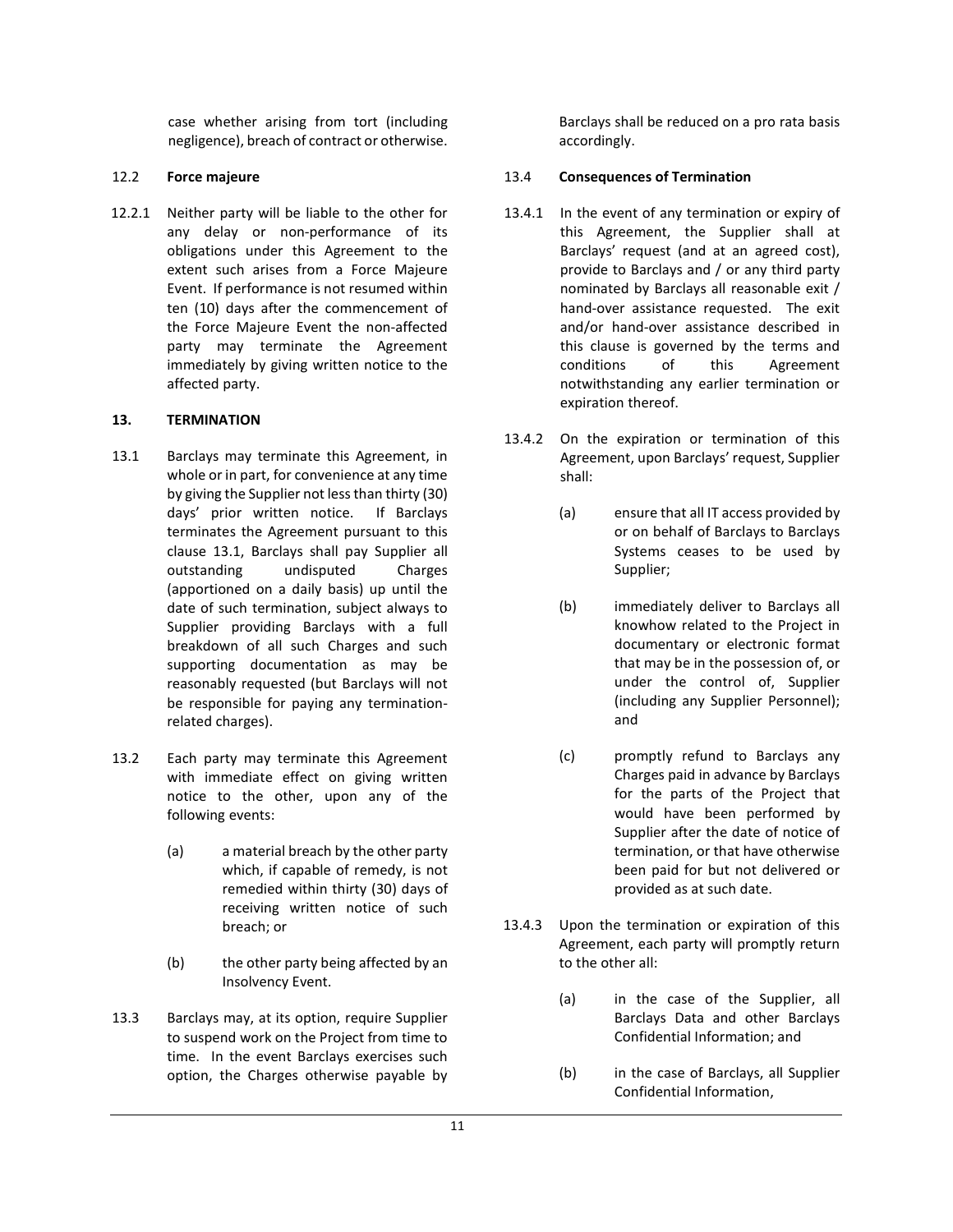case whether arising from tort (including negligence), breach of contract or otherwise.

12.2 **Force majeure**

12.2.1 Neither party will be liable to the other for any delay or non-performance of its obligations under this Agreement to the extent such arises from a Force Majeure Event. If performance is not resumed within ten (10) days after the commencement of the Force Majeure Event the non-affected party may terminate the Agreement immediately by giving written notice to the affected party.

## 13. TERMINATION

13.1 Barclays may terminate this Agreement, in whole or in part, for convenience at any time by giving the Supplier not less than thirty (30) days' prior written notice. If Barclays terminates the Agreement pursuant to this clause 13.1, Barclays shall pay Supplier all outstanding undisputed Charges (apportioned on a daily basis) up until the date of such termination, subject always to Supplier providing Barclays with a full breakdown of all such Charges and such supporting documentation as may be reasonably requested (but Barclays will not be responsible for paying any termination-related charges).

13.2 Each party may terminate this Agreement with immediate effect on giving written notice to the other, upon any of the following events:

(a) a material breach by the other party which, if capable of remedy, is not remedied within thirty (30) days of receiving written notice of such breach; or

(b) the other party being affected by an Insolvency Event.

13.3 Barclays may, at its option, require Supplier to suspend work on the Project from time to time. In the event Barclays exercises such option, the Charges otherwise payable by Barclays shall be reduced on a pro rata basis accordingly.

13.4 **Consequences of Termination**

13.4.1 In the event of any termination or expiry of this Agreement, the Supplier shall at Barclays' request (and at an agreed cost), provide to Barclays and / or any third party nominated by Barclays all reasonable exit / hand-over assistance requested. The exit and/or hand-over assistance described in this clause is governed by the terms and conditions of this Agreement notwithstanding any earlier termination or expiration thereof.

13.4.2 On the expiration or termination of this Agreement, upon Barclays' request, Supplier shall:

(a) ensure that all IT access provided by or on behalf of Barclays to Barclays Systems ceases to be used by Supplier;

(b) immediately deliver to Barclays all knowhow related to the Project in documentary or electronic format that may be in the possession of, or under the control of, Supplier (including any Supplier Personnel); and

(c) promptly refund to Barclays any Charges paid in advance by Barclays for the parts of the Project that would have been performed by Supplier after the date of notice of termination, or that have otherwise been paid for but not delivered or provided as at such date.

13.4.3 Upon the termination or expiration of this Agreement, each party will promptly return to the other all:

(a) in the case of the Supplier, all Barclays Data and other Barclays Confidential Information; and

(b) in the case of Barclays, all Supplier Confidential Information,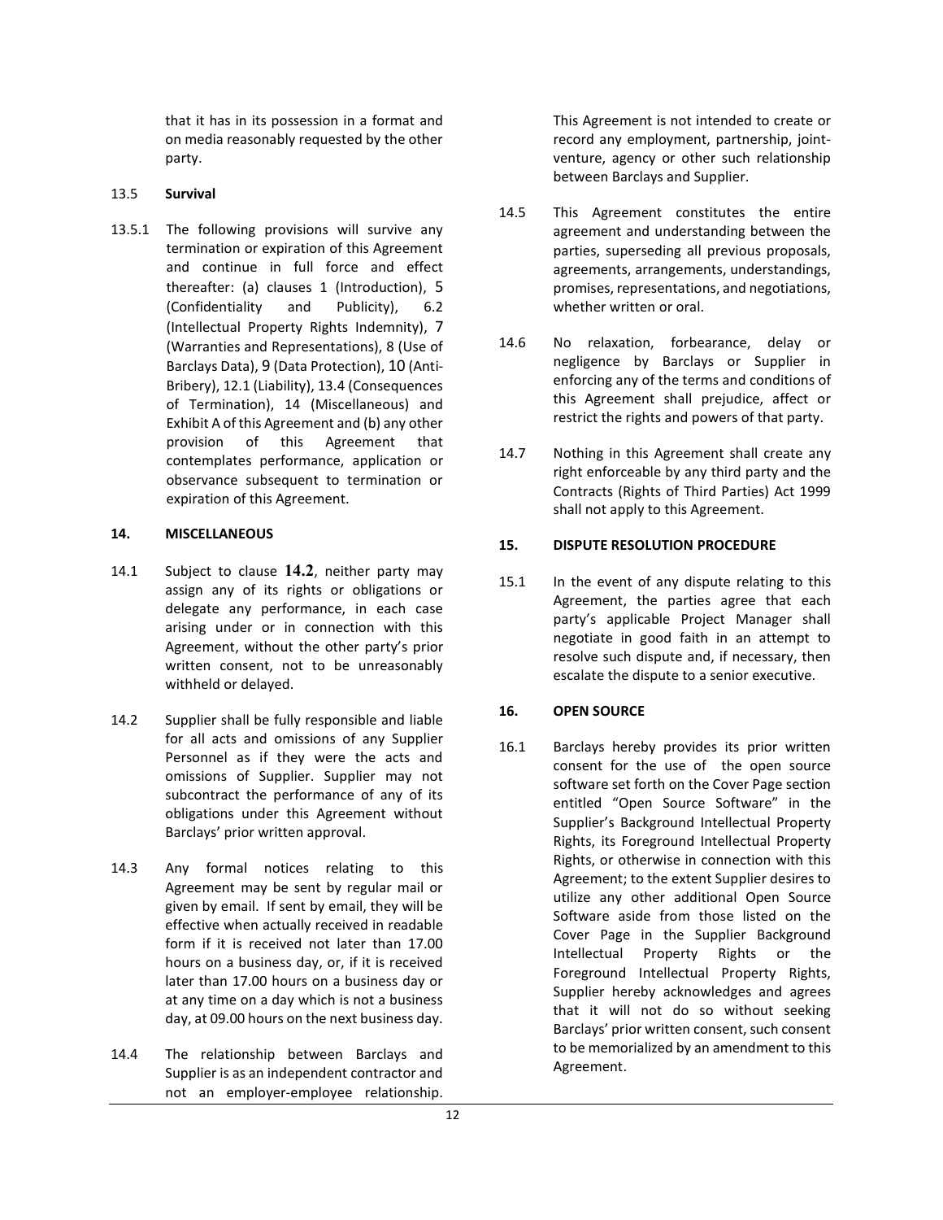that it has in its possession in a format and on media reasonably requested by the other party.

13.5 **Survival**

13.5.1 The following provisions will survive any termination or expiration of this Agreement and continue in full force and effect thereafter: (a) clauses 1 (Introduction), 5 (Confidentiality and Publicity), 6.2 (Intellectual Property Rights Indemnity), 7 (Warranties and Representations), 8 (Use of Barclays Data), 9 (Data Protection), 10 (Anti-Bribery), 12.1 (Liability), 13.4 (Consequences of Termination), 14 (Miscellaneous) and Exhibit A of this Agreement and (b) any other provision of this Agreement that contemplates performance, application or observance subsequent to termination or expiration of this Agreement.

## 14. MISCELLANEOUS

14.1 Subject to clause **14.2**, neither party may assign any of its rights or obligations or delegate any performance, in each case arising under or in connection with this Agreement, without the other party's prior written consent, not to be unreasonably withheld or delayed.

14.2 Supplier shall be fully responsible and liable for all acts and omissions of any Supplier Personnel as if they were the acts and omissions of Supplier. Supplier may not subcontract the performance of any of its obligations under this Agreement without Barclays' prior written approval.

14.3 Any formal notices relating to this Agreement may be sent by regular mail or given by email. If sent by email, they will be effective when actually received in readable form if it is received not later than 17.00 hours on a business day, or, if it is received later than 17.00 hours on a business day or at any time on a day which is not a business day, at 09.00 hours on the next business day.

14.4 The relationship between Barclays and Supplier is as an independent contractor and not an employer-employee relationship. This Agreement is not intended to create or record any employment, partnership, joint-venture, agency or other such relationship between Barclays and Supplier.

14.5 This Agreement constitutes the entire agreement and understanding between the parties, superseding all previous proposals, agreements, arrangements, understandings, promises, representations, and negotiations, whether written or oral.

14.6 No relaxation, forbearance, delay or negligence by Barclays or Supplier in enforcing any of the terms and conditions of this Agreement shall prejudice, affect or restrict the rights and powers of that party.

14.7 Nothing in this Agreement shall create any right enforceable by any third party and the Contracts (Rights of Third Parties) Act 1999 shall not apply to this Agreement.

## 15. DISPUTE RESOLUTION PROCEDURE

15.1 In the event of any dispute relating to this Agreement, the parties agree that each party's applicable Project Manager shall negotiate in good faith in an attempt to resolve such dispute and, if necessary, then escalate the dispute to a senior executive.

## 16. OPEN SOURCE

16.1 Barclays hereby provides its prior written consent for the use of the open source software set forth on the Cover Page section entitled "Open Source Software" in the Supplier's Background Intellectual Property Rights, its Foreground Intellectual Property Rights, or otherwise in connection with this Agreement; to the extent Supplier desires to utilize any other additional Open Source Software aside from those listed on the Cover Page in the Supplier Background Intellectual Property Rights or the Foreground Intellectual Property Rights, Supplier hereby acknowledges and agrees that it will not do so without seeking Barclays' prior written consent, such consent to be memorialized by an amendment to this Agreement.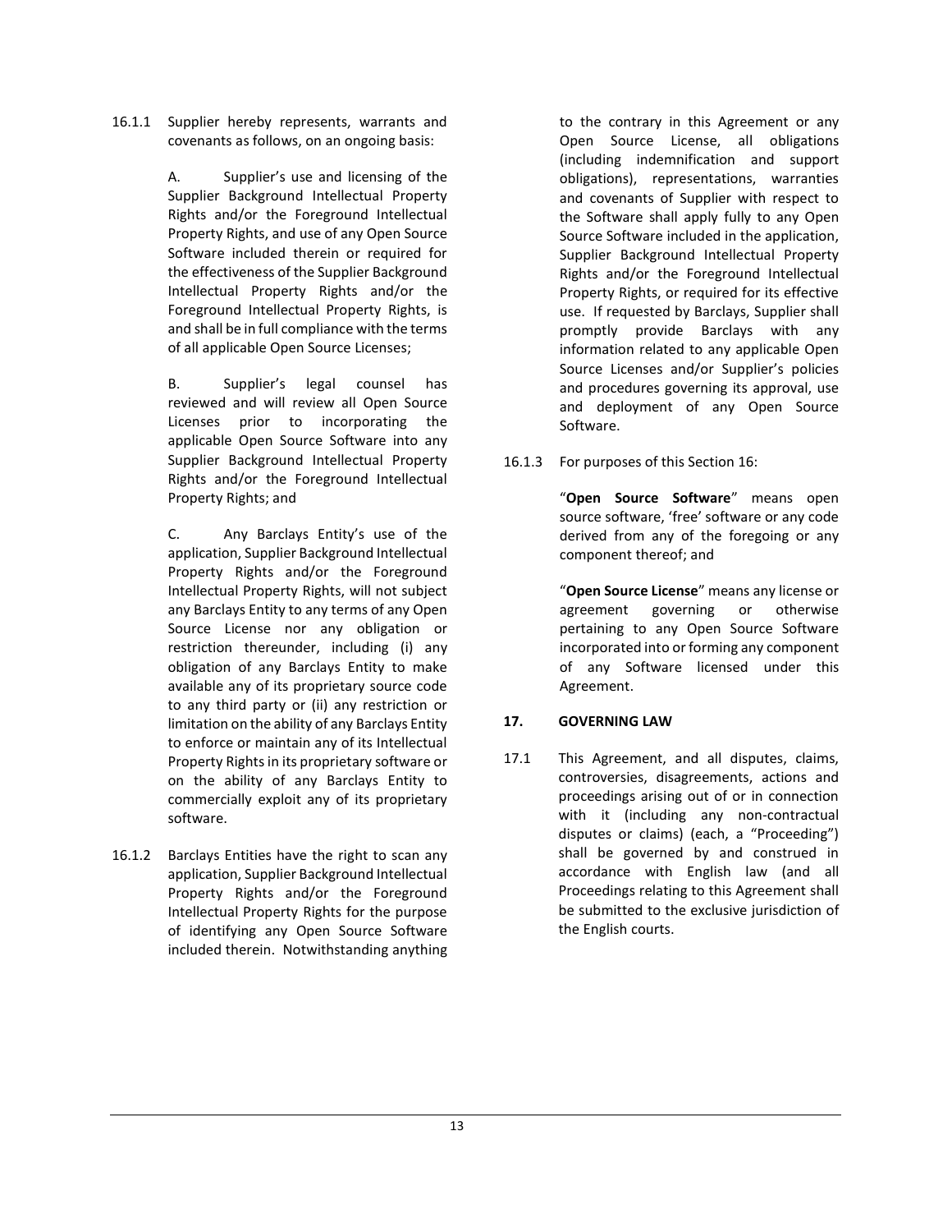16.1.1 Supplier hereby represents, warrants and covenants as follows, on an ongoing basis:

A. Supplier's use and licensing of the Supplier Background Intellectual Property Rights and/or the Foreground Intellectual Property Rights, and use of any Open Source Software included therein or required for the effectiveness of the Supplier Background Intellectual Property Rights and/or the Foreground Intellectual Property Rights, is and shall be in full compliance with the terms of all applicable Open Source Licenses;

B. Supplier's legal counsel has reviewed and will review all Open Source Licenses prior to incorporating the applicable Open Source Software into any Supplier Background Intellectual Property Rights and/or the Foreground Intellectual Property Rights; and

C. Any Barclays Entity's use of the application, Supplier Background Intellectual Property Rights and/or the Foreground Intellectual Property Rights, will not subject any Barclays Entity to any terms of any Open Source License nor any obligation or restriction thereunder, including (i) any obligation of any Barclays Entity to make available any of its proprietary source code to any third party or (ii) any restriction or limitation on the ability of any Barclays Entity to enforce or maintain any of its Intellectual Property Rights in its proprietary software or on the ability of any Barclays Entity to commercially exploit any of its proprietary software.

16.1.2 Barclays Entities have the right to scan any application, Supplier Background Intellectual Property Rights and/or the Foreground Intellectual Property Rights for the purpose of identifying any Open Source Software included therein. Notwithstanding anything to the contrary in this Agreement or any Open Source License, all obligations (including indemnification and support obligations), representations, warranties and covenants of Supplier with respect to the Software shall apply fully to any Open Source Software included in the application, Supplier Background Intellectual Property Rights and/or the Foreground Intellectual Property Rights, or required for its effective use. If requested by Barclays, Supplier shall promptly provide Barclays with any information related to any applicable Open Source Licenses and/or Supplier's policies and procedures governing its approval, use and deployment of any Open Source Software.

16.1.3 For purposes of this Section 16:

"**Open Source Software**" means open source software, 'free' software or any code derived from any of the foregoing or any component thereof; and

"**Open Source License**" means any license or agreement governing or otherwise pertaining to any Open Source Software incorporated into or forming any component of any Software licensed under this Agreement.

## 17. GOVERNING LAW

17.1 This Agreement, and all disputes, claims, controversies, disagreements, actions and proceedings arising out of or in connection with it (including any non-contractual disputes or claims) (each, a "Proceeding") shall be governed by and construed in accordance with English law (and all Proceedings relating to this Agreement shall be submitted to the exclusive jurisdiction of the English courts.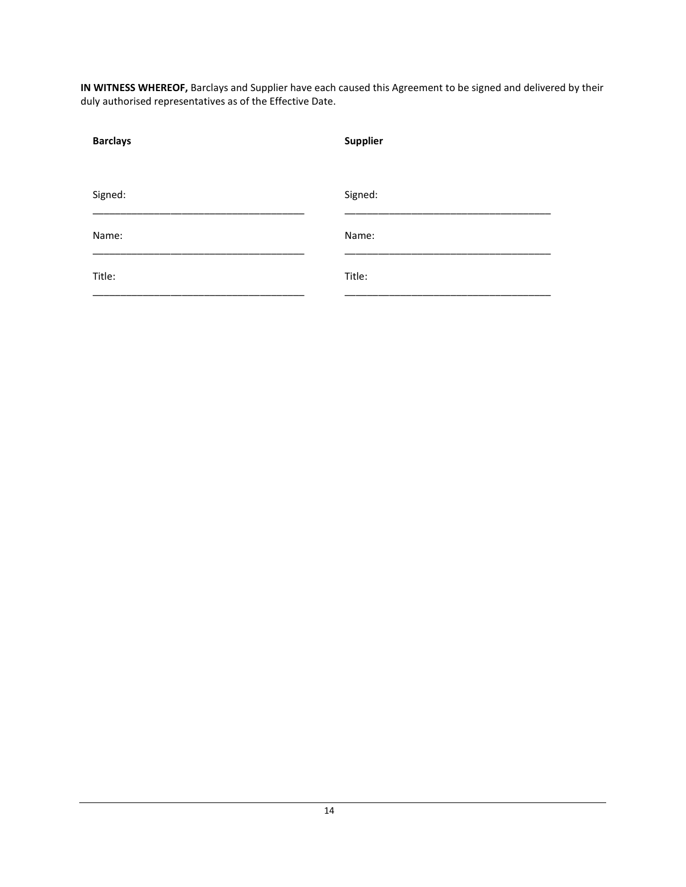**IN WITNESS WHEREOF,** Barclays and Supplier have each caused this Agreement to be signed and delivered by their duly authorised representatives as of the Effective Date.

| **Barclays** | **Supplier** |
| --- | --- |
| Signed: ______________________________________ | Signed: ______________________________________ |
| Name: ______________________________________ | Name: ______________________________________ |
| Title: ______________________________________ | Title: ______________________________________ |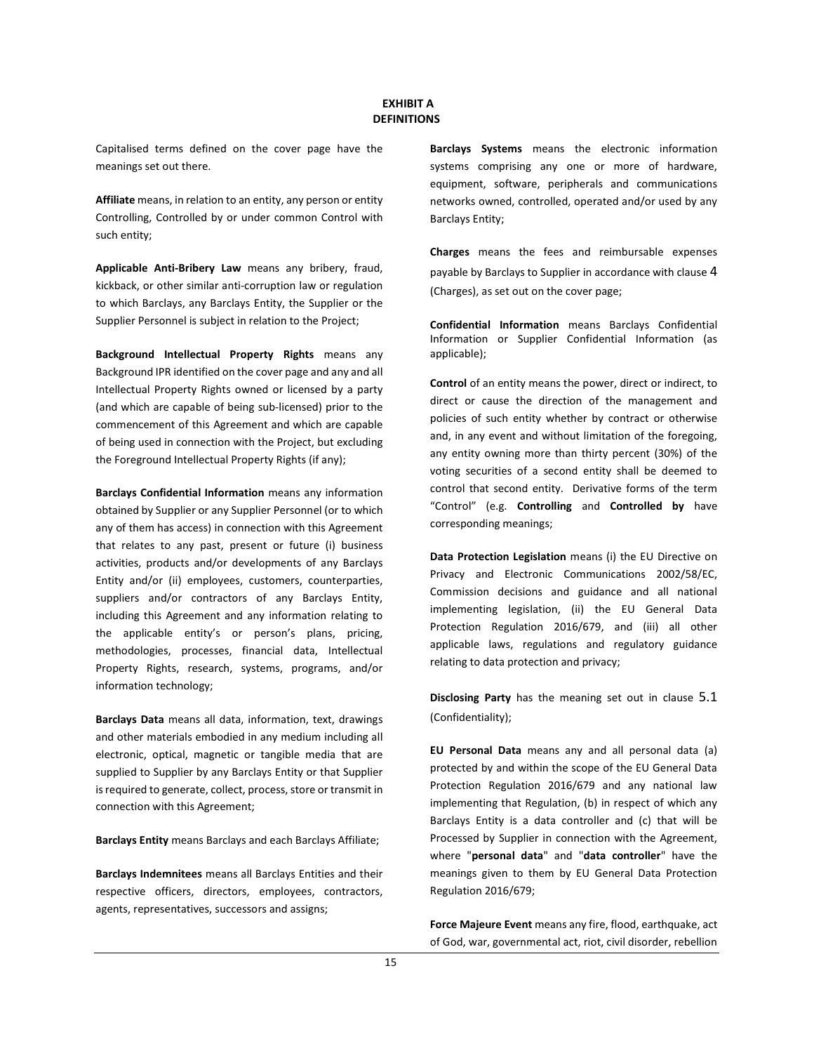# EXHIBIT A
## DEFINITIONS

Capitalised terms defined on the cover page have the meanings set out there.

**Affiliate** means, in relation to an entity, any person or entity Controlling, Controlled by or under common Control with such entity;

**Applicable Anti-Bribery Law** means any bribery, fraud, kickback, or other similar anti-corruption law or regulation to which Barclays, any Barclays Entity, the Supplier or the Supplier Personnel is subject in relation to the Project;

**Background Intellectual Property Rights** means any Background IPR identified on the cover page and any and all Intellectual Property Rights owned or licensed by a party (and which are capable of being sub-licensed) prior to the commencement of this Agreement and which are capable of being used in connection with the Project, but excluding the Foreground Intellectual Property Rights (if any);

**Barclays Confidential Information** means any information obtained by Supplier or any Supplier Personnel (or to which any of them has access) in connection with this Agreement that relates to any past, present or future (i) business activities, products and/or developments of any Barclays Entity and/or (ii) employees, customers, counterparties, suppliers and/or contractors of any Barclays Entity, including this Agreement and any information relating to the applicable entity's or person's plans, pricing, methodologies, processes, financial data, Intellectual Property Rights, research, systems, programs, and/or information technology;

**Barclays Data** means all data, information, text, drawings and other materials embodied in any medium including all electronic, optical, magnetic or tangible media that are supplied to Supplier by any Barclays Entity or that Supplier is required to generate, collect, process, store or transmit in connection with this Agreement;

**Barclays Entity** means Barclays and each Barclays Affiliate;

**Barclays Indemnitees** means all Barclays Entities and their respective officers, directors, employees, contractors, agents, representatives, successors and assigns;

**Barclays Systems** means the electronic information systems comprising any one or more of hardware, equipment, software, peripherals and communications networks owned, controlled, operated and/or used by any Barclays Entity;

**Charges** means the fees and reimbursable expenses payable by Barclays to Supplier in accordance with clause 4 (Charges), as set out on the cover page;

**Confidential Information** means Barclays Confidential Information or Supplier Confidential Information (as applicable);

**Control** of an entity means the power, direct or indirect, to direct or cause the direction of the management and policies of such entity whether by contract or otherwise and, in any event and without limitation of the foregoing, any entity owning more than thirty percent (30%) of the voting securities of a second entity shall be deemed to control that second entity. Derivative forms of the term "Control" (e.g. **Controlling** and **Controlled by** have corresponding meanings;

**Data Protection Legislation** means (i) the EU Directive on Privacy and Electronic Communications 2002/58/EC, Commission decisions and guidance and all national implementing legislation, (ii) the EU General Data Protection Regulation 2016/679, and (iii) all other applicable laws, regulations and regulatory guidance relating to data protection and privacy;

**Disclosing Party** has the meaning set out in clause 5.1 (Confidentiality);

**EU Personal Data** means any and all personal data (a) protected by and within the scope of the EU General Data Protection Regulation 2016/679 and any national law implementing that Regulation, (b) in respect of which any Barclays Entity is a data controller and (c) that will be Processed by Supplier in connection with the Agreement, where "**personal data**" and "**data controller**" have the meanings given to them by EU General Data Protection Regulation 2016/679;

**Force Majeure Event** means any fire, flood, earthquake, act of God, war, governmental act, riot, civil disorder, rebellion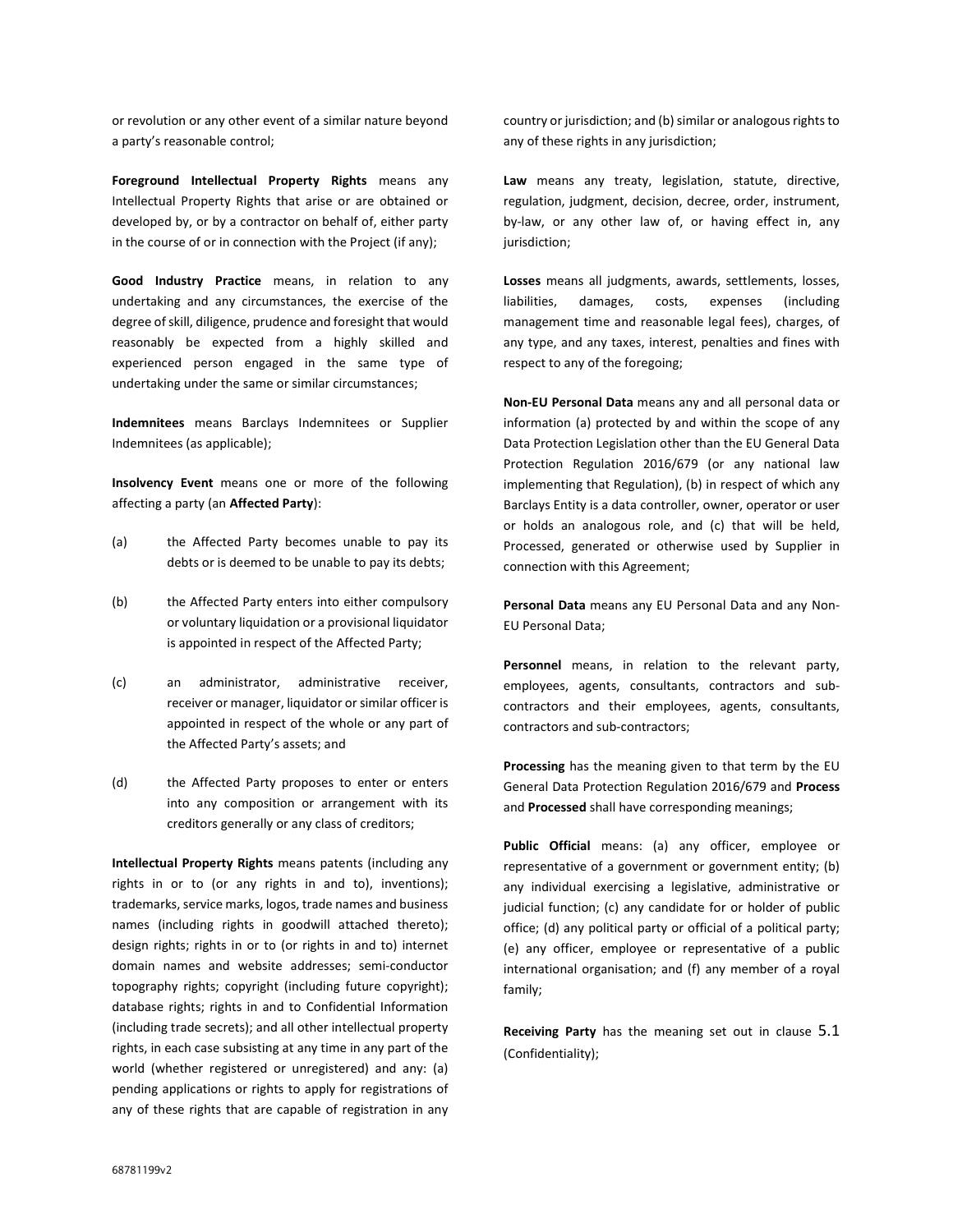or revolution or any other event of a similar nature beyond a party's reasonable control;

**Foreground Intellectual Property Rights** means any Intellectual Property Rights that arise or are obtained or developed by, or by a contractor on behalf of, either party in the course of or in connection with the Project (if any);

**Good Industry Practice** means, in relation to any undertaking and any circumstances, the exercise of the degree of skill, diligence, prudence and foresight that would reasonably be expected from a highly skilled and experienced person engaged in the same type of undertaking under the same or similar circumstances;

**Indemnitees** means Barclays Indemnitees or Supplier Indemnitees (as applicable);

**Insolvency Event** means one or more of the following affecting a party (an **Affected Party**):

(a) the Affected Party becomes unable to pay its debts or is deemed to be unable to pay its debts;

(b) the Affected Party enters into either compulsory or voluntary liquidation or a provisional liquidator is appointed in respect of the Affected Party;

(c) an administrator, administrative receiver, receiver or manager, liquidator or similar officer is appointed in respect of the whole or any part of the Affected Party's assets; and

(d) the Affected Party proposes to enter or enters into any composition or arrangement with its creditors generally or any class of creditors;

**Intellectual Property Rights** means patents (including any rights in or to (or any rights in and to), inventions); trademarks, service marks, logos, trade names and business names (including rights in goodwill attached thereto); design rights; rights in or to (or rights in and to) internet domain names and website addresses; semi-conductor topography rights; copyright (including future copyright); database rights; rights in and to Confidential Information (including trade secrets); and all other intellectual property rights, in each case subsisting at any time in any part of the world (whether registered or unregistered) and any: (a) pending applications or rights to apply for registrations of any of these rights that are capable of registration in any country or jurisdiction; and (b) similar or analogous rights to any of these rights in any jurisdiction;

**Law** means any treaty, legislation, statute, directive, regulation, judgment, decision, decree, order, instrument, by-law, or any other law of, or having effect in, any jurisdiction;

**Losses** means all judgments, awards, settlements, losses, liabilities, damages, costs, expenses (including management time and reasonable legal fees), charges, of any type, and any taxes, interest, penalties and fines with respect to any of the foregoing;

**Non-EU Personal Data** means any and all personal data or information (a) protected by and within the scope of any Data Protection Legislation other than the EU General Data Protection Regulation 2016/679 (or any national law implementing that Regulation), (b) in respect of which any Barclays Entity is a data controller, owner, operator or user or holds an analogous role, and (c) that will be held, Processed, generated or otherwise used by Supplier in connection with this Agreement;

**Personal Data** means any EU Personal Data and any Non-EU Personal Data;

**Personnel** means, in relation to the relevant party, employees, agents, consultants, contractors and sub-contractors and their employees, agents, consultants, contractors and sub-contractors;

**Processing** has the meaning given to that term by the EU General Data Protection Regulation 2016/679 and **Process** and **Processed** shall have corresponding meanings;

**Public Official** means: (a) any officer, employee or representative of a government or government entity; (b) any individual exercising a legislative, administrative or judicial function; (c) any candidate for or holder of public office; (d) any political party or official of a political party; (e) any officer, employee or representative of a public international organisation; and (f) any member of a royal family;

**Receiving Party** has the meaning set out in clause 5.1 (Confidentiality);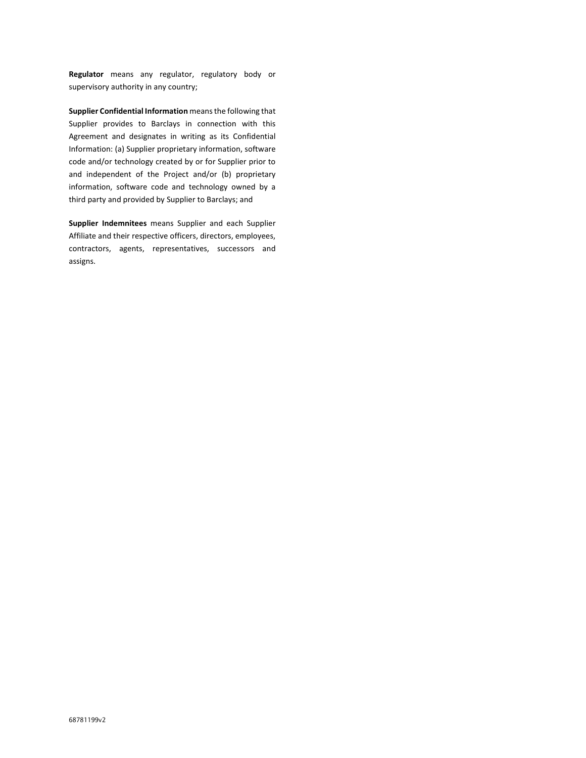**Regulator** means any regulator, regulatory body or supervisory authority in any country;

**Supplier Confidential Information** means the following that Supplier provides to Barclays in connection with this Agreement and designates in writing as its Confidential Information: (a) Supplier proprietary information, software code and/or technology created by or for Supplier prior to and independent of the Project and/or (b) proprietary information, software code and technology owned by a third party and provided by Supplier to Barclays; and

**Supplier Indemnitees** means Supplier and each Supplier Affiliate and their respective officers, directors, employees, contractors, agents, representatives, successors and assigns.

68781199v2